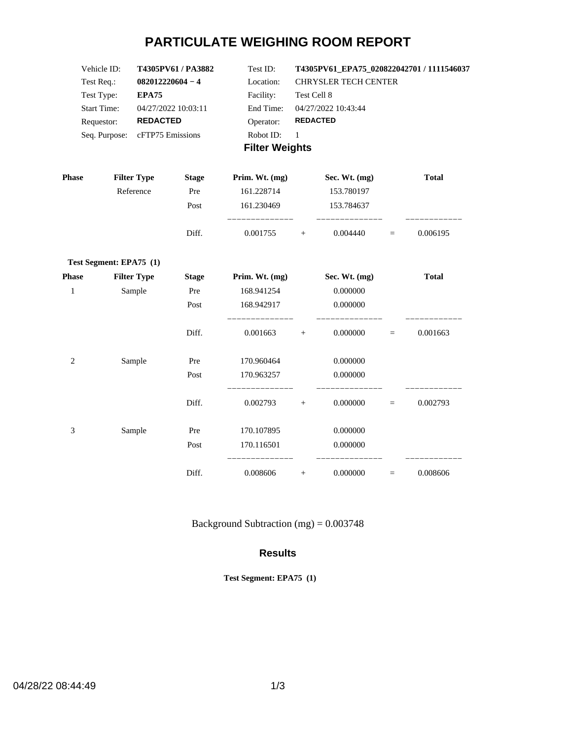# PARTICULATE WEIGHING ROOM REPORT

| | | | |
|---|---|---|---|
| Vehicle ID: | **T4305PV61 / PA3882** | Test ID: | **T4305PV61_EPA75_020822042701 / 1111546037** |
| Test Req.: | **082012220604 − 4** | Location: | CHRYSLER TECH CENTER |
| Test Type: | **EPA75** | Facility: | Test Cell 8 |
| Start Time: | 04/27/2022 10:03:11 | End Time: | 04/27/2022 10:43:44 |
| Requestor: | **REDACTED** | Operator: | **REDACTED** |
| Seq. Purpose: | cFTP75 Emissions | Robot ID: | 1 |

## Filter Weights

| Phase | Filter Type | Stage | Prim. Wt. (mg) | | Sec. Wt. (mg) | | Total |
|---|---|---|---|---|---|---|---|
| | Reference | Pre | 161.228714 | | 153.780197 | | |
| | | Post | 161.230469 | | 153.784637 | | |
| | | Diff. | 0.001755 | + | 0.004440 | = | 0.006195 |

**Test Segment: EPA75 (1)**

| Phase | Filter Type | Stage | Prim. Wt. (mg) | | Sec. Wt. (mg) | | Total |
|---|---|---|---|---|---|---|---|
| 1 | Sample | Pre | 168.941254 | | 0.000000 | | |
| | | Post | 168.942917 | | 0.000000 | | |
| | | Diff. | 0.001663 | + | 0.000000 | = | 0.001663 |
| 2 | Sample | Pre | 170.960464 | | 0.000000 | | |
| | | Post | 170.963257 | | 0.000000 | | |
| | | Diff. | 0.002793 | + | 0.000000 | = | 0.002793 |
| 3 | Sample | Pre | 170.107895 | | 0.000000 | | |
| | | Post | 170.116501 | | 0.000000 | | |
| | | Diff. | 0.008606 | + | 0.000000 | = | 0.008606 |

Background Subtraction (mg) = 0.003748

## Results

**Test Segment: EPA75 (1)**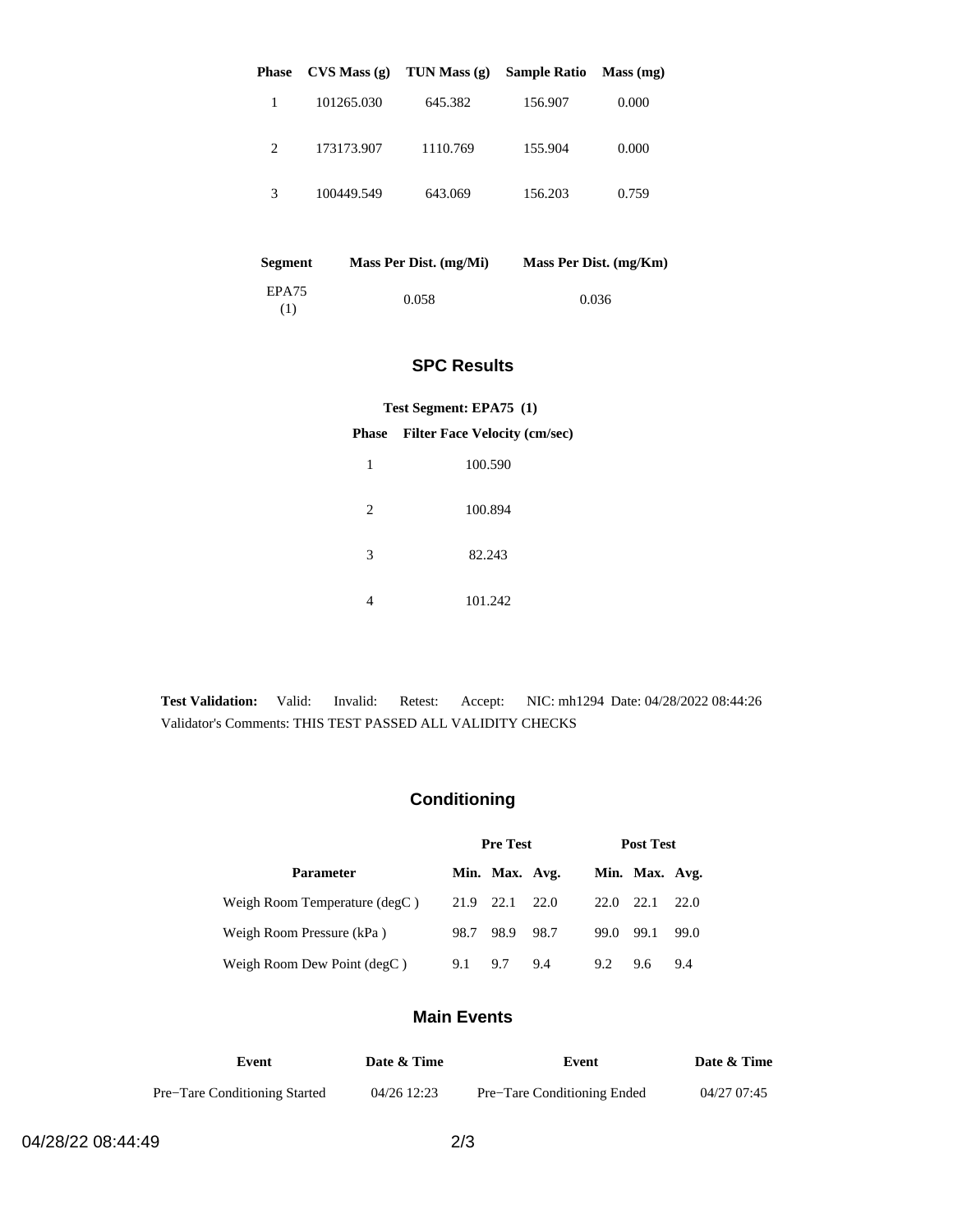| Phase | CVS Mass (g) | TUN Mass (g) | Sample Ratio | Mass (mg) |
|---|---|---|---|---|
| 1 | 101265.030 | 645.382 | 156.907 | 0.000 |
| 2 | 173173.907 | 1110.769 | 155.904 | 0.000 |
| 3 | 100449.549 | 643.069 | 156.203 | 0.759 |

| Segment | Mass Per Dist. (mg/Mi) | Mass Per Dist. (mg/Km) |
|---|---|---|
| EPA75 (1) | 0.058 | 0.036 |

## SPC Results

**Test Segment: EPA75 (1)**

| Phase | Filter Face Velocity (cm/sec) |
|---|---|
| 1 | 100.590 |
| 2 | 100.894 |
| 3 | 82.243 |
| 4 | 101.242 |

**Test Validation:** Valid: Invalid: Retest: Accept: NIC: mh1294 Date: 04/28/2022 08:44:26
Validator's Comments: THIS TEST PASSED ALL VALIDITY CHECKS

## Conditioning

| | Pre Test | | | Post Test | | |
|---|---|---|---|---|---|---|
| **Parameter** | **Min.** | **Max.** | **Avg.** | **Min.** | **Max.** | **Avg.** |
| Weigh Room Temperature (degC ) | 21.9 | 22.1 | 22.0 | 22.0 | 22.1 | 22.0 |
| Weigh Room Pressure (kPa ) | 98.7 | 98.9 | 98.7 | 99.0 | 99.1 | 99.0 |
| Weigh Room Dew Point (degC ) | 9.1 | 9.7 | 9.4 | 9.2 | 9.6 | 9.4 |

## Main Events

| Event | Date & Time | Event | Date & Time |
|---|---|---|---|
| Pre−Tare Conditioning Started | 04/26 12:23 | Pre−Tare Conditioning Ended | 04/27 07:45 |

04/28/22 08:44:49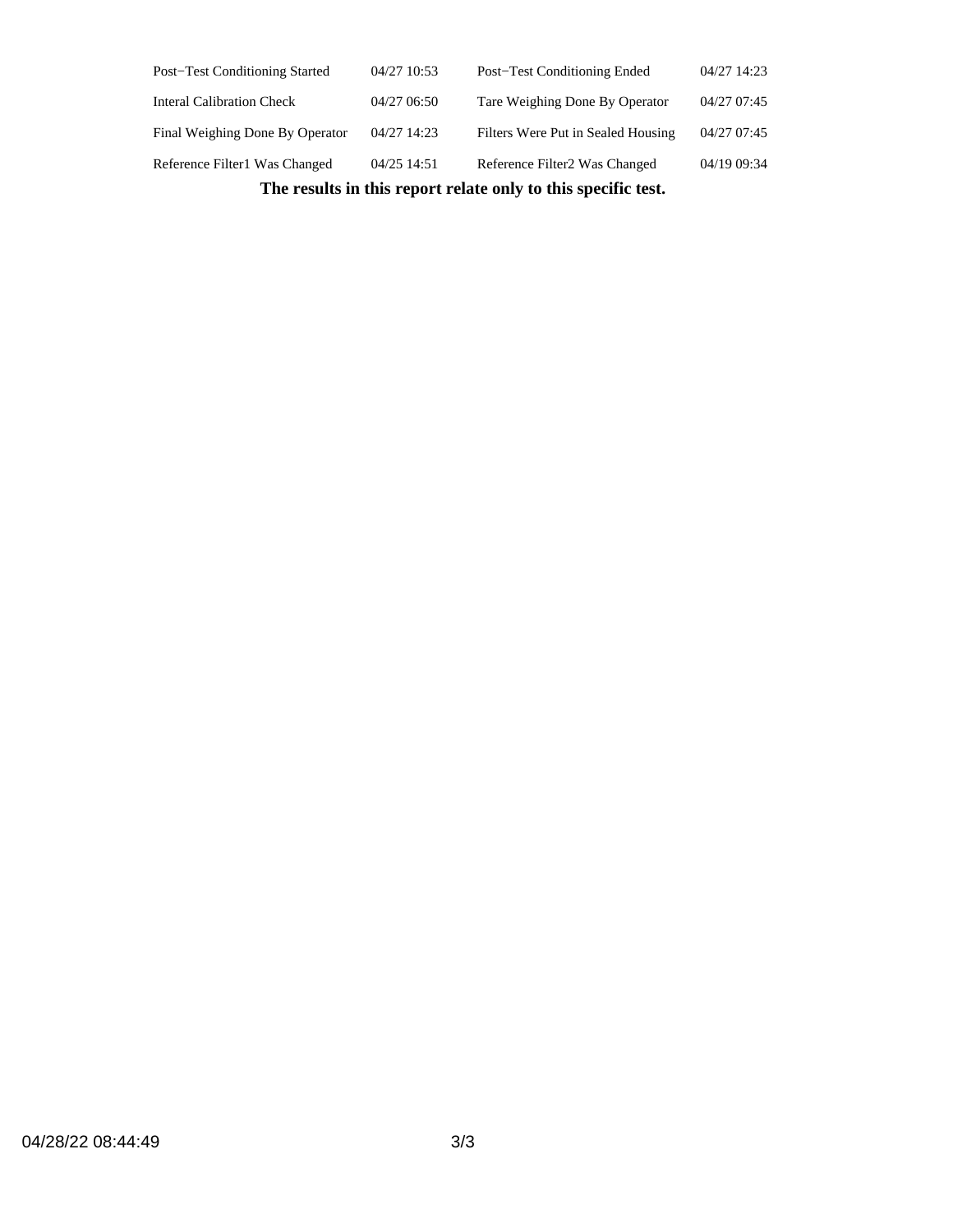| | | | |
|---|---|---|---|
| Post−Test Conditioning Started | 04/27 10:53 | Post−Test Conditioning Ended | 04/27 14:23 |
| Interal Calibration Check | 04/27 06:50 | Tare Weighing Done By Operator | 04/27 07:45 |
| Final Weighing Done By Operator | 04/27 14:23 | Filters Were Put in Sealed Housing | 04/27 07:45 |
| Reference Filter1 Was Changed | 04/25 14:51 | Reference Filter2 Was Changed | 04/19 09:34 |

**The results in this report relate only to this specific test.**

04/28/22 08:44:49